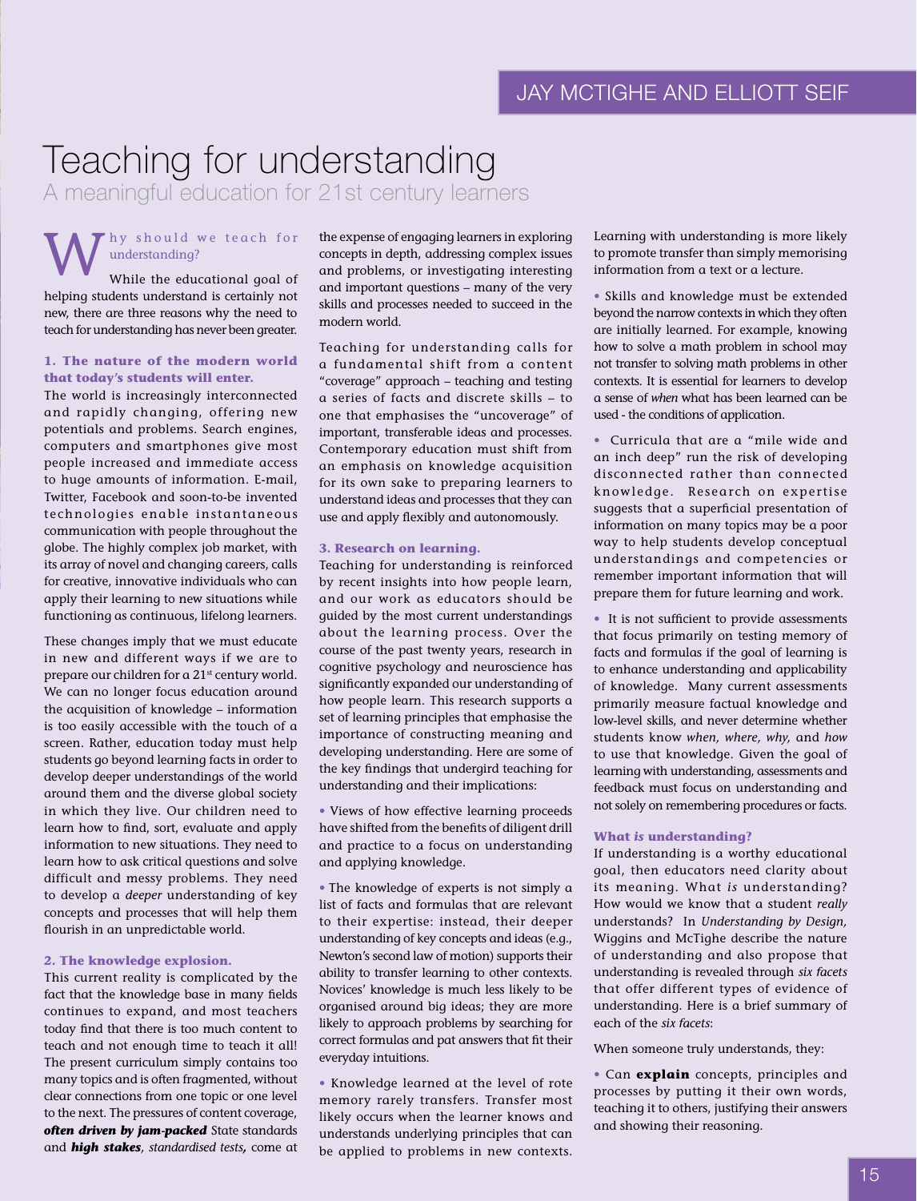JAY MCTIGHE AND ELLIOTT SEIF

# Teaching for understanding

## A meaningful education for 21st century learners

Why should we teach for understanding?

While the educational goal of helping students understand is certainly not new, there are three reasons why the need to teach for understanding has never been greater.

### 1. The nature of the modern world that today's students will enter.

The world is increasingly interconnected and rapidly changing, offering new potentials and problems. Search engines, computers and smartphones give most people increased and immediate access to huge amounts of information. E-mail, Twitter, Facebook and soon-to-be invented technologies enable instantaneous communication with people throughout the globe. The highly complex job market, with its array of novel and changing careers, calls for creative, innovative individuals who can apply their learning to new situations while functioning as continuous, lifelong learners.

These changes imply that we must educate in new and different ways if we are to prepare our children for a 21st century world. We can no longer focus education around the acquisition of knowledge – information is too easily accessible with the touch of a screen. Rather, education today must help students go beyond learning facts in order to develop deeper understandings of the world around them and the diverse global society in which they live. Our children need to learn how to find, sort, evaluate and apply information to new situations. They need to learn how to ask critical questions and solve difficult and messy problems. They need to develop a *deeper* understanding of key concepts and processes that will help them flourish in an unpredictable world.

### 2. The knowledge explosion.

This current reality is complicated by the fact that the knowledge base in many fields continues to expand, and most teachers today find that there is too much content to teach and not enough time to teach it all! The present curriculum simply contains too many topics and is often fragmented, without clear connections from one topic or one level to the next. The pressures of content coverage, ***often driven by jam-packed*** State standards and ***high stakes****, standardised tests,* come at the expense of engaging learners in exploring concepts in depth, addressing complex issues and problems, or investigating interesting and important questions – many of the very skills and processes needed to succeed in the modern world.

Teaching for understanding calls for a fundamental shift from a content "coverage" approach – teaching and testing a series of facts and discrete skills – to one that emphasises the "uncoverage" of important, transferable ideas and processes. Contemporary education must shift from an emphasis on knowledge acquisition for its own sake to preparing learners to understand ideas and processes that they can use and apply flexibly and autonomously.

### 3. Research on learning.

Teaching for understanding is reinforced by recent insights into how people learn, and our work as educators should be guided by the most current understandings about the learning process. Over the course of the past twenty years, research in cognitive psychology and neuroscience has significantly expanded our understanding of how people learn. This research supports a set of learning principles that emphasise the importance of constructing meaning and developing understanding. Here are some of the key findings that undergird teaching for understanding and their implications:

- Views of how effective learning proceeds have shifted from the benefits of diligent drill and practice to a focus on understanding and applying knowledge.
- The knowledge of experts is not simply a list of facts and formulas that are relevant to their expertise: instead, their deeper understanding of key concepts and ideas (e.g., Newton's second law of motion) supports their ability to transfer learning to other contexts. Novices' knowledge is much less likely to be organised around big ideas; they are more likely to approach problems by searching for correct formulas and pat answers that fit their everyday intuitions.
- Knowledge learned at the level of rote memory rarely transfers. Transfer most likely occurs when the learner knows and understands underlying principles that can be applied to problems in new contexts. Learning with understanding is more likely to promote transfer than simply memorising information from a text or a lecture.
- Skills and knowledge must be extended beyond the narrow contexts in which they often are initially learned. For example, knowing how to solve a math problem in school may not transfer to solving math problems in other contexts. It is essential for learners to develop a sense of *when* what has been learned can be used - the conditions of application.
- Curricula that are a "mile wide and an inch deep" run the risk of developing disconnected rather than connected knowledge. Research on expertise suggests that a superficial presentation of information on many topics may be a poor way to help students develop conceptual understandings and competencies or remember important information that will prepare them for future learning and work.
- It is not sufficient to provide assessments that focus primarily on testing memory of facts and formulas if the goal of learning is to enhance understanding and applicability of knowledge. Many current assessments primarily measure factual knowledge and low-level skills, and never determine whether students know *when, where, why,* and *how* to use that knowledge. Given the goal of learning with understanding, assessments and feedback must focus on understanding and not solely on remembering procedures or facts.

### What *is* understanding?

If understanding is a worthy educational goal, then educators need clarity about its meaning. What *is* understanding? How would we know that a student *really* understands? In *Understanding by Design,* Wiggins and McTighe describe the nature of understanding and also propose that understanding is revealed through *six facets* that offer different types of evidence of understanding. Here is a brief summary of each of the *six facets*:

When someone truly understands, they:

- Can **explain** concepts, principles and processes by putting it their own words, teaching it to others, justifying their answers and showing their reasoning.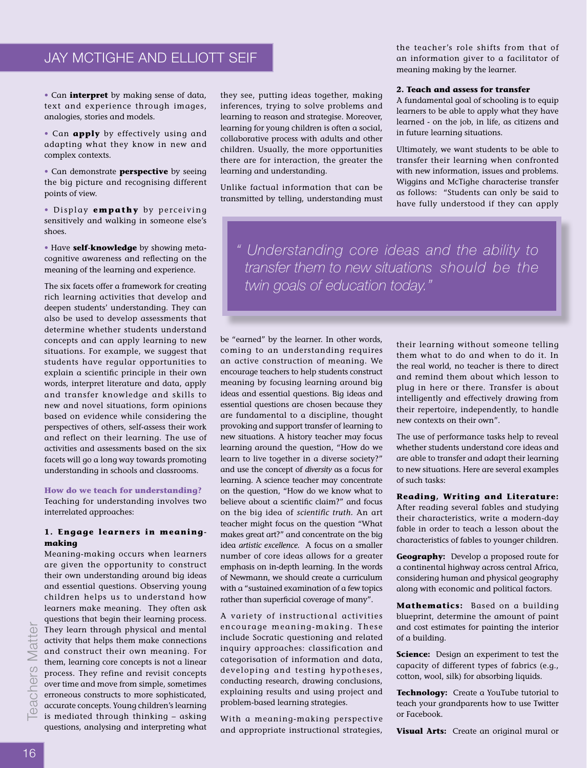- Can **interpret** by making sense of data, text and experience through images, analogies, stories and models.
- Can **apply** by effectively using and adapting what they know in new and complex contexts.
- Can demonstrate **perspective** by seeing the big picture and recognising different points of view.
- Display **empathy** by perceiving sensitively and walking in someone else's shoes.
- Have **self-knowledge** by showing meta-cognitive awareness and reflecting on the meaning of the learning and experience.

The six facets offer a framework for creating rich learning activities that develop and deepen students' understanding. They can also be used to develop assessments that determine whether students understand concepts and can apply learning to new situations. For example, we suggest that students have regular opportunities to explain a scientific principle in their own words, interpret literature and data, apply and transfer knowledge and skills to new and novel situations, form opinions based on evidence while considering the perspectives of others, self-assess their work and reflect on their learning. The use of activities and assessments based on the six facets will go a long way towards promoting understanding in schools and classrooms.

### How do we teach for understanding?

Teaching for understanding involves two interrelated approaches:

#### 1. Engage learners in meaning-making

Meaning-making occurs when learners are given the opportunity to construct their own understanding around big ideas and essential questions. Observing young children helps us to understand how learners make meaning. They often ask questions that begin their learning process. They learn through physical and mental activity that helps them make connections and construct their own meaning. For them, learning core concepts is not a linear process. They refine and revisit concepts over time and move from simple, sometimes erroneous constructs to more sophisticated, accurate concepts. Young children's learning is mediated through thinking – asking questions, analysing and interpreting what they see, putting ideas together, making inferences, trying to solve problems and learning to reason and strategise. Moreover, learning for young children is often a social, collaborative process with adults and other children. Usually, the more opportunities there are for interaction, the greater the learning and understanding.

Unlike factual information that can be transmitted by telling, understanding must be "earned" by the learner. In other words, coming to an understanding requires an active construction of meaning. We encourage teachers to help students construct meaning by focusing learning around big ideas and essential questions. Big ideas and essential questions are chosen because they are fundamental to a discipline, thought provoking and support transfer of learning to new situations. A history teacher may focus learning around the question, "How do we learn to live together in a diverse society?" and use the concept of *diversity* as a focus for learning. A science teacher may concentrate on the question, "How do we know what to believe about a scientific claim?" and focus on the big idea of *scientific truth.* An art teacher might focus on the question "What makes great art?" and concentrate on the big idea *artistic excellence.* A focus on a smaller number of core ideas allows for a greater emphasis on in-depth learning. In the words of Newmann, we should create a curriculum with a "sustained examination of a few topics rather than superficial coverage of many".

A variety of instructional activities encourage meaning-making. These include Socratic questioning and related inquiry approaches: classification and categorisation of information and data, developing and testing hypotheses, conducting research, drawing conclusions, explaining results and using project and problem-based learning strategies.

With a meaning-making perspective and appropriate instructional strategies, the teacher's role shifts from that of an information giver to a facilitator of meaning making by the learner.

#### 2. Teach and assess for transfer

A fundamental goal of schooling is to equip learners to be able to apply what they have learned - on the job, in life, as citizens and in future learning situations.

Ultimately, we want students to be able to transfer their learning when confronted with new information, issues and problems. Wiggins and McTighe characterise transfer as follows: "Students can only be said to have fully understood if they can apply their learning without someone telling them what to do and when to do it. In the real world, no teacher is there to direct and remind them about which lesson to plug in here or there. Transfer is about intelligently and effectively drawing from their repertoire, independently, to handle new contexts on their own".

> *" Understanding core ideas and the ability to transfer them to new situations should be the twin goals of education today."*

The use of performance tasks help to reveal whether students understand core ideas and are able to transfer and adapt their learning to new situations. Here are several examples of such tasks:

**Reading, Writing and Literature:** After reading several fables and studying their characteristics, write a modern-day fable in order to teach a lesson about the characteristics of fables to younger children.

**Geography:** Develop a proposed route for a continental highway across central Africa, considering human and physical geography along with economic and political factors.

**Mathematics:** Based on a building blueprint, determine the amount of paint and cost estimates for painting the interior of a building.

**Science:** Design an experiment to test the capacity of different types of fabrics (e.g., cotton, wool, silk) for absorbing liquids.

**Technology:** Create a YouTube tutorial to teach your grandparents how to use Twitter or Facebook.

**Visual Arts:** Create an original mural or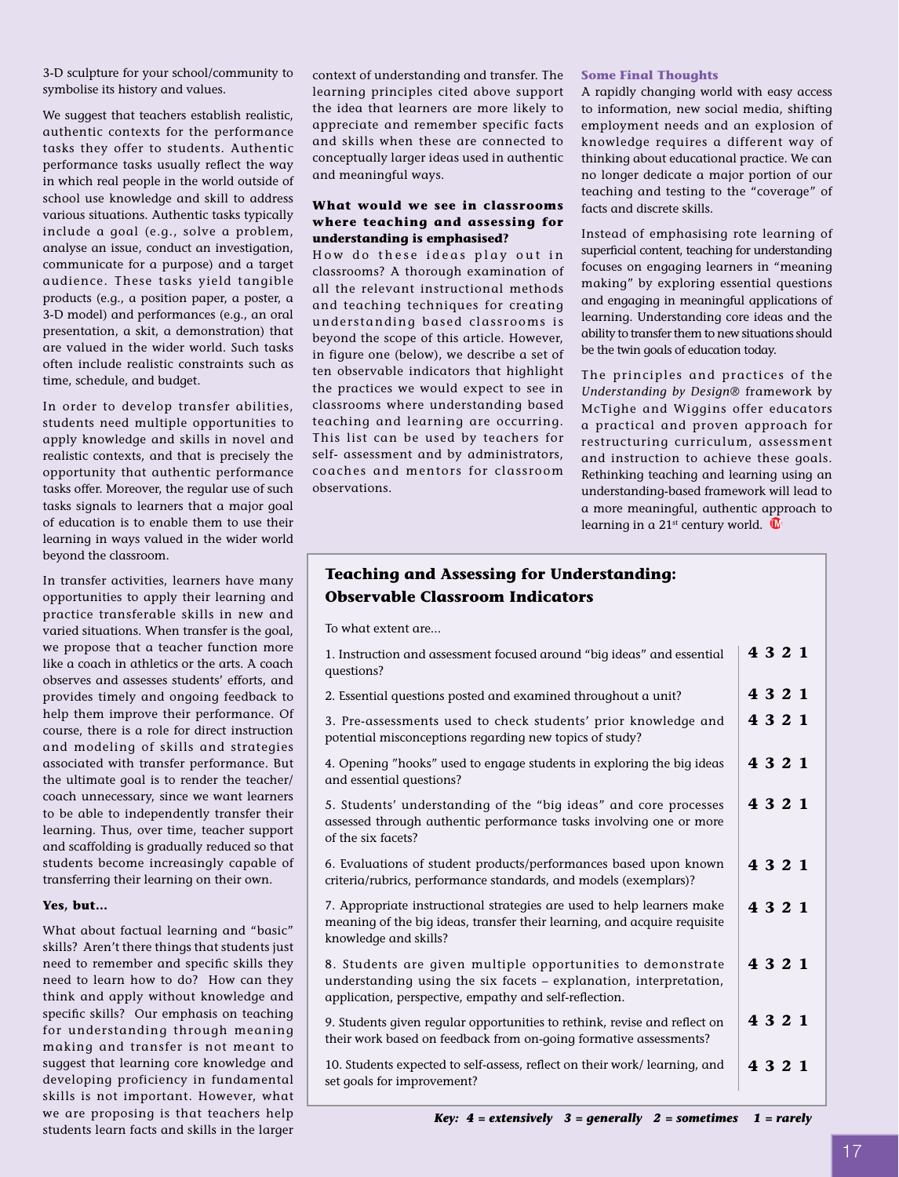3-D sculpture for your school/community to symbolise its history and values.

We suggest that teachers establish realistic, authentic contexts for the performance tasks they offer to students. Authentic performance tasks usually reflect the way in which real people in the world outside of school use knowledge and skill to address various situations. Authentic tasks typically include a goal (e.g., solve a problem, analyse an issue, conduct an investigation, communicate for a purpose) and a target audience. These tasks yield tangible products (e.g., a position paper, a poster, a 3-D model) and performances (e.g., an oral presentation, a skit, a demonstration) that are valued in the wider world. Such tasks often include realistic constraints such as time, schedule, and budget.

In order to develop transfer abilities, students need multiple opportunities to apply knowledge and skills in novel and realistic contexts, and that is precisely the opportunity that authentic performance tasks offer. Moreover, the regular use of such tasks signals to learners that a major goal of education is to enable them to use their learning in ways valued in the wider world beyond the classroom.

In transfer activities, learners have many opportunities to apply their learning and practice transferable skills in new and varied situations. When transfer is the goal, we propose that a teacher function more like a coach in athletics or the arts. A coach observes and assesses students' efforts, and provides timely and ongoing feedback to help them improve their performance. Of course, there is a role for direct instruction and modeling of skills and strategies associated with transfer performance. But the ultimate goal is to render the teacher/coach unnecessary, since we want learners to be able to independently transfer their learning. Thus, over time, teacher support and scaffolding is gradually reduced so that students become increasingly capable of transferring their learning on their own.

**Yes, but...**

What about factual learning and "basic" skills? Aren't there things that students just need to remember and specific skills they need to learn how to do? How can they think and apply without knowledge and specific skills? Our emphasis on teaching for understanding through meaning making and transfer is not meant to suggest that learning core knowledge and developing proficiency in fundamental skills is not important. However, what we are proposing is that teachers help students learn facts and skills in the larger context of understanding and transfer. The learning principles cited above support the idea that learners are more likely to appreciate and remember specific facts and skills when these are connected to conceptually larger ideas used in authentic and meaningful ways.

**What would we see in classrooms where teaching and assessing for understanding is emphasised?**

How do these ideas play out in classrooms? A thorough examination of all the relevant instructional methods and teaching techniques for creating understanding based classrooms is beyond the scope of this article. However, in figure one (below), we describe a set of ten observable indicators that highlight the practices we would expect to see in classrooms where understanding based teaching and learning are occurring. This list can be used by teachers for self- assessment and by administrators, coaches and mentors for classroom observations.

### Some Final Thoughts

A rapidly changing world with easy access to information, new social media, shifting employment needs and an explosion of knowledge requires a different way of thinking about educational practice. We can no longer dedicate a major portion of our teaching and testing to the "coverage" of facts and discrete skills.

Instead of emphasising rote learning of superficial content, teaching for understanding focuses on engaging learners in "meaning making" by exploring essential questions and engaging in meaningful applications of learning. Understanding core ideas and the ability to transfer them to new situations should be the twin goals of education today.

The principles and practices of the *Understanding by Design®* framework by McTighe and Wiggins offer educators a practical and proven approach for restructuring curriculum, assessment and instruction to achieve these goals. Rethinking teaching and learning using an understanding-based framework will lead to a more meaningful, authentic approach to learning in a 21st century world.

### Teaching and Assessing for Understanding: Observable Classroom Indicators

To what extent are...

| | |
|---|---|
| 1. Instruction and assessment focused around "big ideas" and essential questions? | **4 3 2 1** |
| 2. Essential questions posted and examined throughout a unit? | **4 3 2 1** |
| 3. Pre-assessments used to check students' prior knowledge and potential misconceptions regarding new topics of study? | **4 3 2 1** |
| 4. Opening "hooks" used to engage students in exploring the big ideas and essential questions? | **4 3 2 1** |
| 5. Students' understanding of the "big ideas" and core processes assessed through authentic performance tasks involving one or more of the six facets? | **4 3 2 1** |
| 6. Evaluations of student products/performances based upon known criteria/rubrics, performance standards, and models (exemplars)? | **4 3 2 1** |
| 7. Appropriate instructional strategies are used to help learners make meaning of the big ideas, transfer their learning, and acquire requisite knowledge and skills? | **4 3 2 1** |
| 8. Students are given multiple opportunities to demonstrate understanding using the six facets – explanation, interpretation, application, perspective, empathy and self-reflection. | **4 3 2 1** |
| 9. Students given regular opportunities to rethink, revise and reflect on their work based on feedback from on-going formative assessments? | **4 3 2 1** |
| 10. Students expected to self-assess, reflect on their work/ learning, and set goals for improvement? | **4 3 2 1** |

***Key: 4 = extensively 3 = generally 2 = sometimes 1 = rarely***